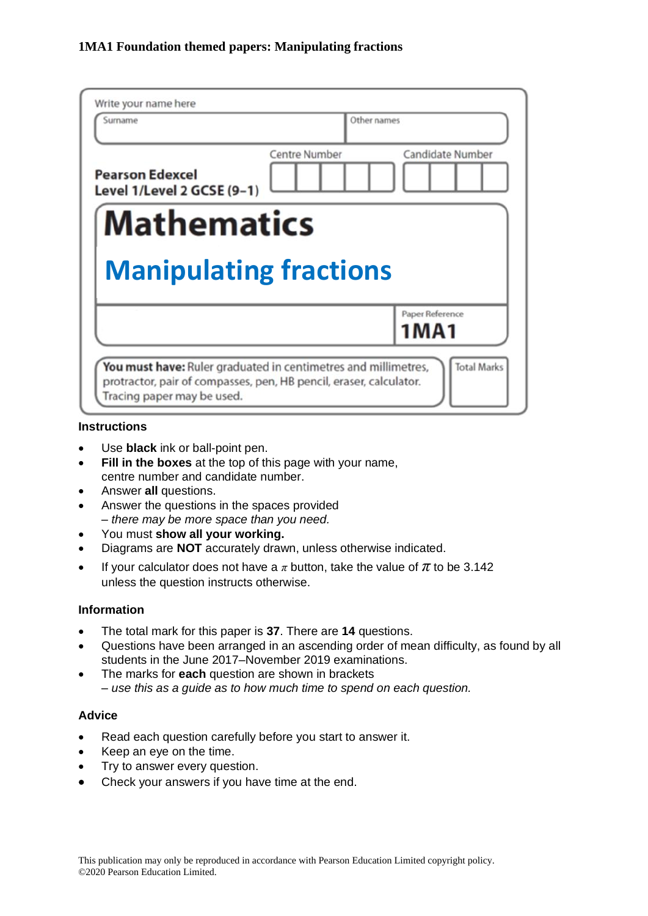**1MA1 Foundation themed papers: Manipulating fractions**

Write your name here

| Surname | Other names |
|---|---|
| | |

**Pearson Edexcel**
**Level 1/Level 2 GCSE (9–1)**

Centre Number | Candidate Number

# Mathematics

## Manipulating fractions

Paper Reference **1MA1**

**You must have:** Ruler graduated in centimetres and millimetres, protractor, pair of compasses, pen, HB pencil, eraser, calculator. Tracing paper may be used.

Total Marks

### Instructions

- Use **black** ink or ball-point pen.
- **Fill in the boxes** at the top of this page with your name, centre number and candidate number.
- Answer **all** questions.
- Answer the questions in the spaces provided
  – *there may be more space than you need.*
- You must **show all your working.**
- Diagrams are **NOT** accurately drawn, unless otherwise indicated.
- If your calculator does not have a $\pi$ button, take the value of $\pi$ to be 3.142 unless the question instructs otherwise.

### Information

- The total mark for this paper is **37**. There are **14** questions.
- Questions have been arranged in an ascending order of mean difficulty, as found by all students in the June 2017–November 2019 examinations.
- The marks for **each** question are shown in brackets
  – *use this as a guide as to how much time to spend on each question.*

### Advice

- Read each question carefully before you start to answer it.
- Keep an eye on the time.
- Try to answer every question.
- Check your answers if you have time at the end.

This publication may only be reproduced in accordance with Pearson Education Limited copyright policy.
©2020 Pearson Education Limited.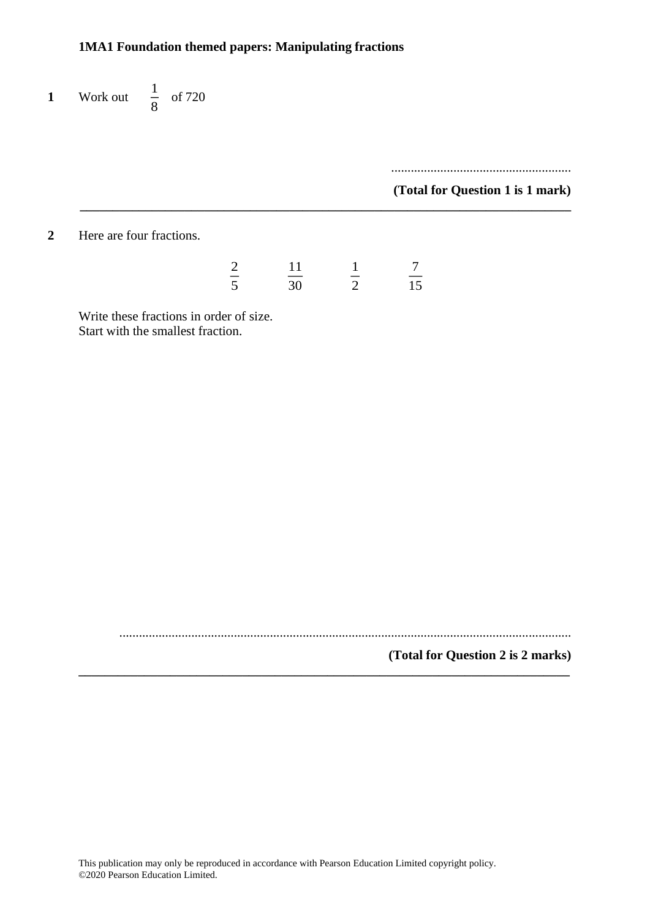**1MA1 Foundation themed papers: Manipulating fractions**

**1** Work out $\frac{1}{8}$ of 720

.......................................................

**(Total for Question 1 is 1 mark)**

---

**2** Here are four fractions.

$$\frac{2}{5} \qquad \frac{11}{30} \qquad \frac{1}{2} \qquad \frac{7}{15}$$

Write these fractions in order of size.
Start with the smallest fraction.

.......................................................................................................................................

**(Total for Question 2 is 2 marks)**

---

This publication may only be reproduced in accordance with Pearson Education Limited copyright policy.
©2020 Pearson Education Limited.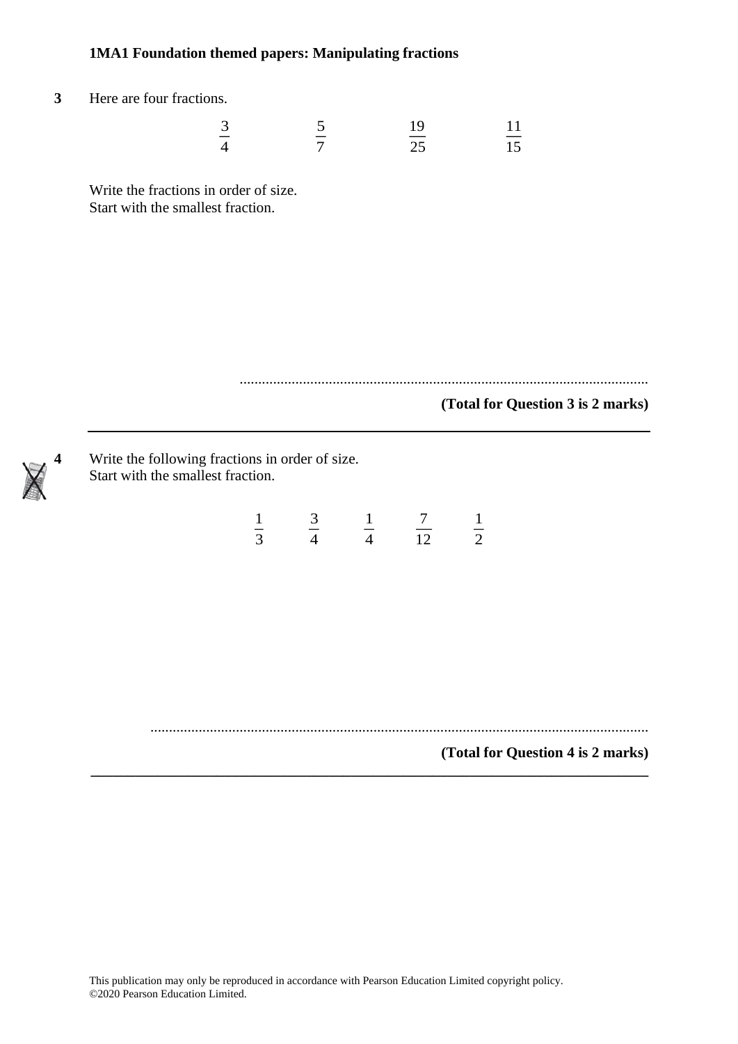**3** Here are four fractions.

$$\frac{3}{4} \qquad \frac{5}{7} \qquad \frac{19}{25} \qquad \frac{11}{15}$$

Write the fractions in order of size.
Start with the smallest fraction.

..............................................................................................................

**(Total for Question 3 is 2 marks)**

---

**4** Write the following fractions in order of size.
Start with the smallest fraction.

$$\frac{1}{3} \qquad \frac{3}{4} \qquad \frac{1}{4} \qquad \frac{7}{12} \qquad \frac{1}{2}$$

..............................................................................................................

**(Total for Question 4 is 2 marks)**

---

This publication may only be reproduced in accordance with Pearson Education Limited copyright policy.
©2020 Pearson Education Limited.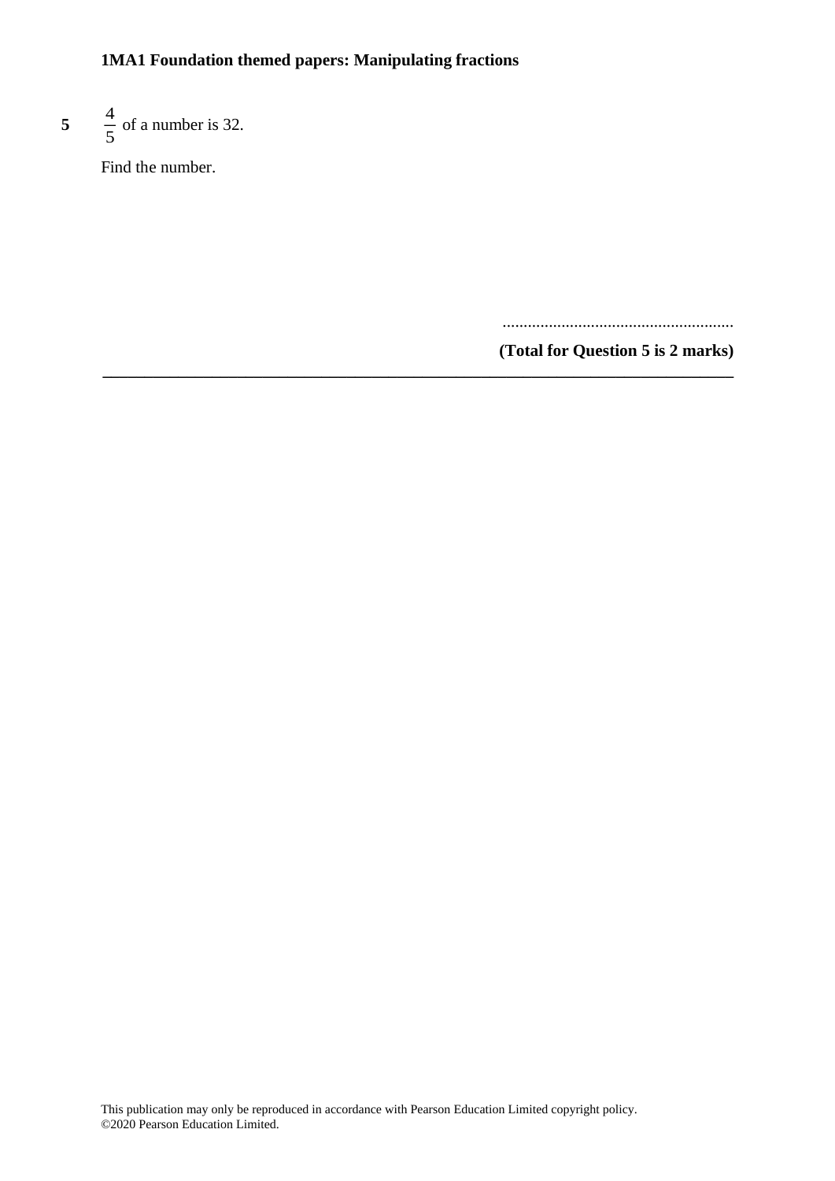**5** $\frac{4}{5}$ of a number is 32.

Find the number.

.......................................................

**(Total for Question 5 is 2 marks)**

---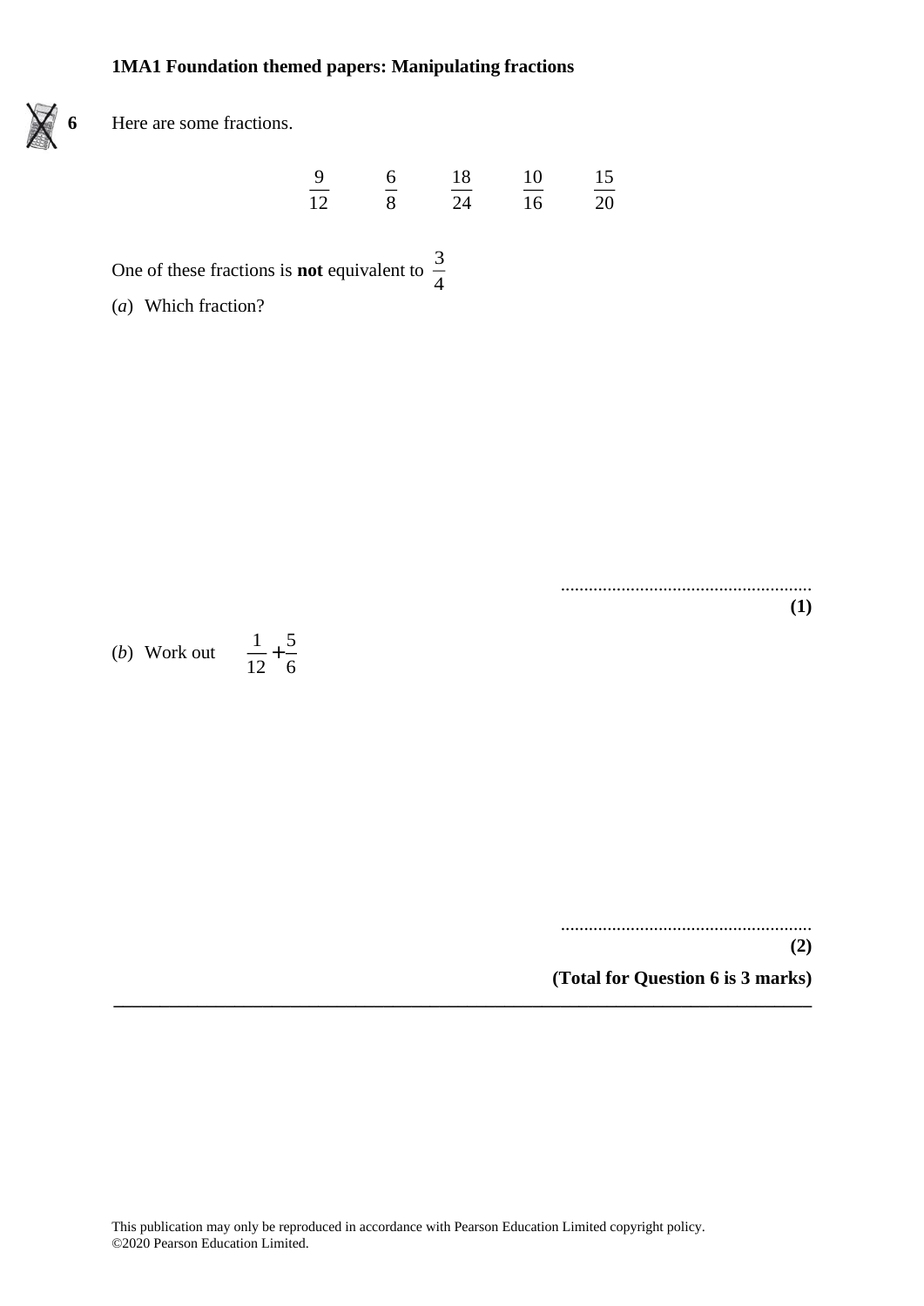**1MA1 Foundation themed papers: Manipulating fractions**

**6** Here are some fractions.

$$\frac{9}{12} \qquad \frac{6}{8} \qquad \frac{18}{24} \qquad \frac{10}{16} \qquad \frac{15}{20}$$

One of these fractions is **not** equivalent to $\frac{3}{4}$

(*a*) Which fraction?

......................................................
**(1)**

(*b*) Work out $\frac{1}{12} + \frac{5}{6}$

......................................................
**(2)**

**(Total for Question 6 is 3 marks)**

---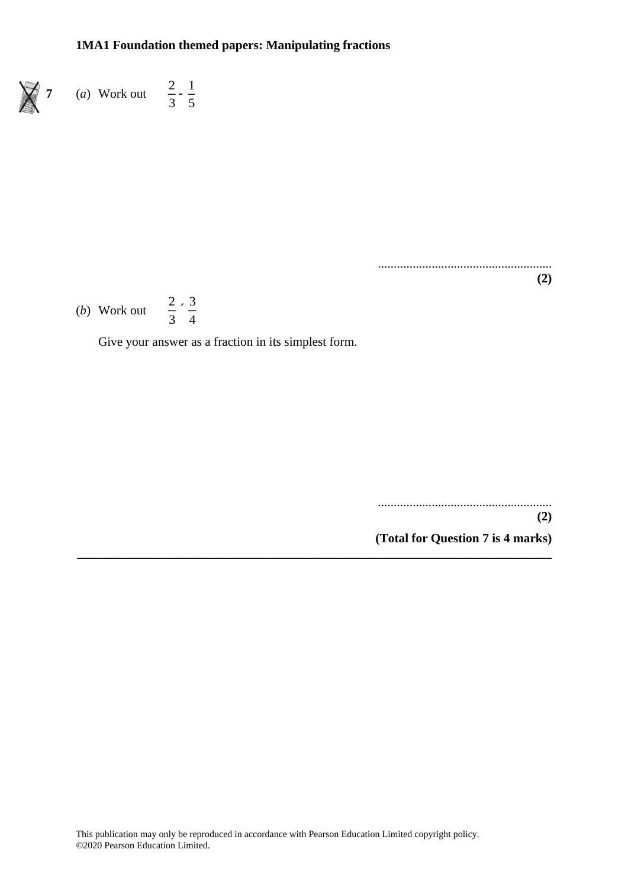**1MA1 Foundation themed papers: Manipulating fractions**

**7** (*a*) Work out $\frac{2}{3} - \frac{1}{5}$

......................................................
**(2)**

(*b*) Work out $\frac{2}{3} \div \frac{3}{4}$

Give your answer as a fraction in its simplest form.

......................................................
**(2)**

**(Total for Question 7 is 4 marks)**

---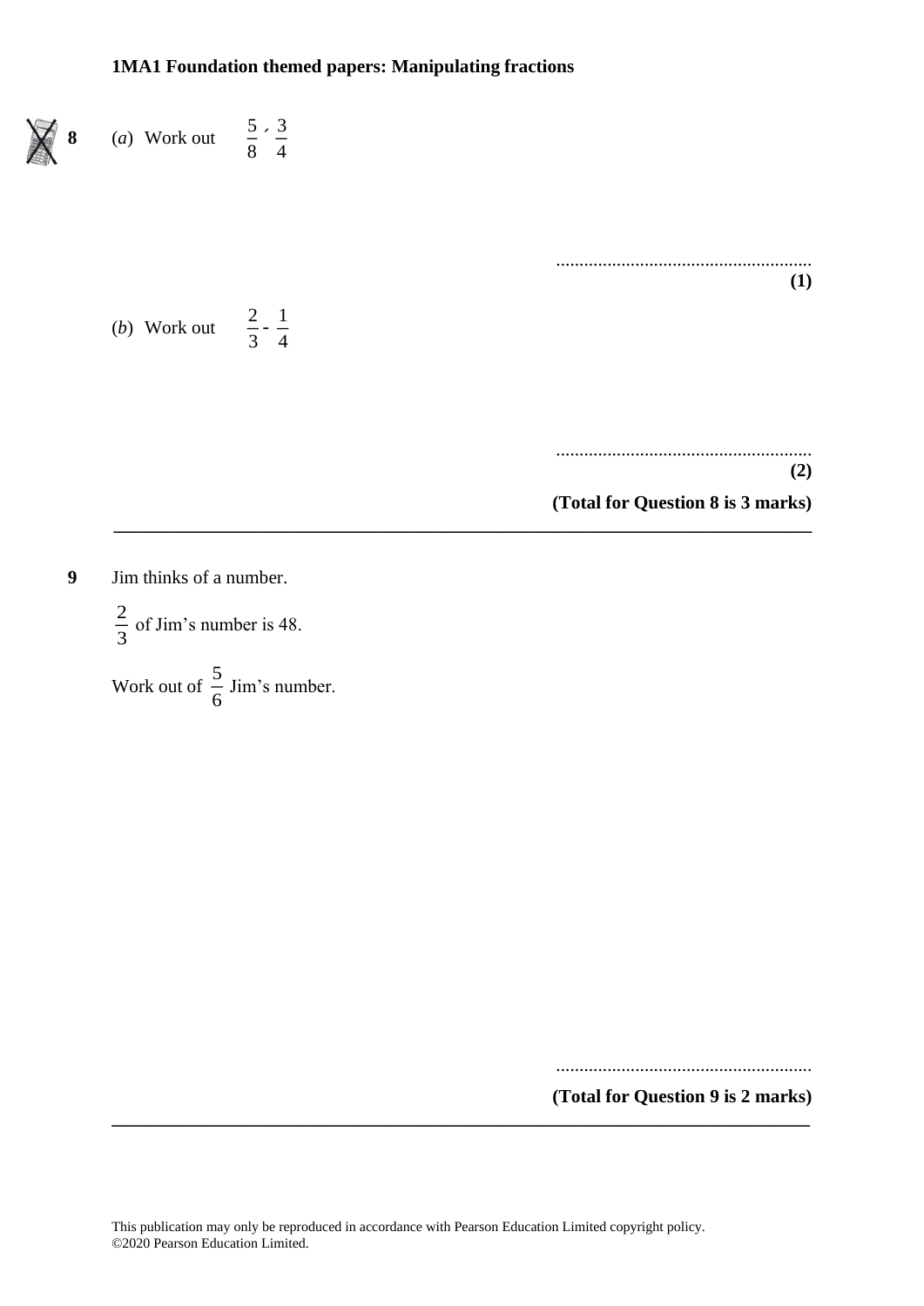**1MA1 Foundation themed papers: Manipulating fractions**

**8** (*a*) Work out $\frac{5}{8} \times \frac{3}{4}$

.......................................................
**(1)**

(*b*) Work out $\frac{2}{3} - \frac{1}{4}$

.......................................................
**(2)**

**(Total for Question 8 is 3 marks)**

---

**9** Jim thinks of a number.

$\frac{2}{3}$ of Jim's number is 48.

Work out of $\frac{5}{6}$ Jim's number.

.......................................................

**(Total for Question 9 is 2 marks)**

---

This publication may only be reproduced in accordance with Pearson Education Limited copyright policy.
©2020 Pearson Education Limited.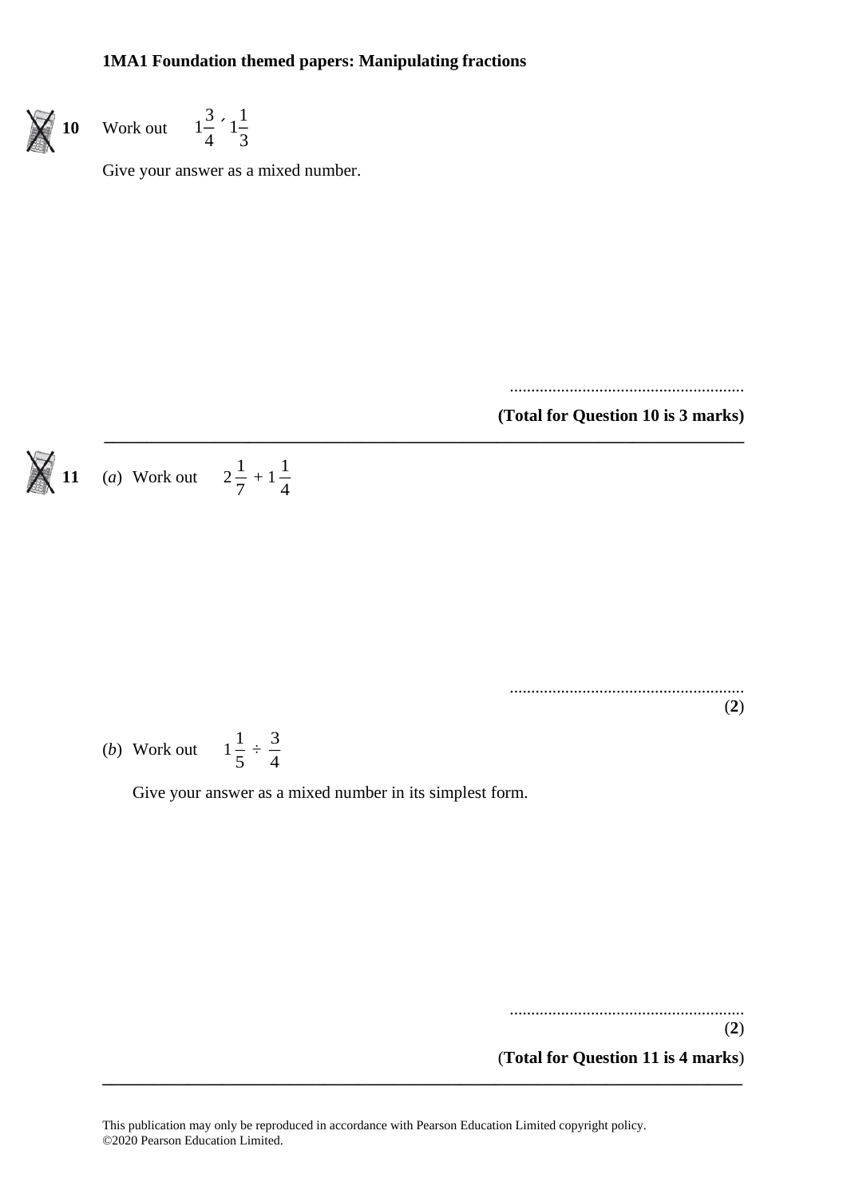**10** Work out $1\frac{3}{4} \times 1\frac{1}{3}$

Give your answer as a mixed number.

.......................................................

**(Total for Question 10 is 3 marks)**

---

**11** (*a*) Work out $2\frac{1}{7} + 1\frac{1}{4}$

.......................................................

**(2)**

(*b*) Work out $1\frac{1}{5} \div \frac{3}{4}$

Give your answer as a mixed number in its simplest form.

.......................................................

**(2)**

**(Total for Question 11 is 4 marks)**

---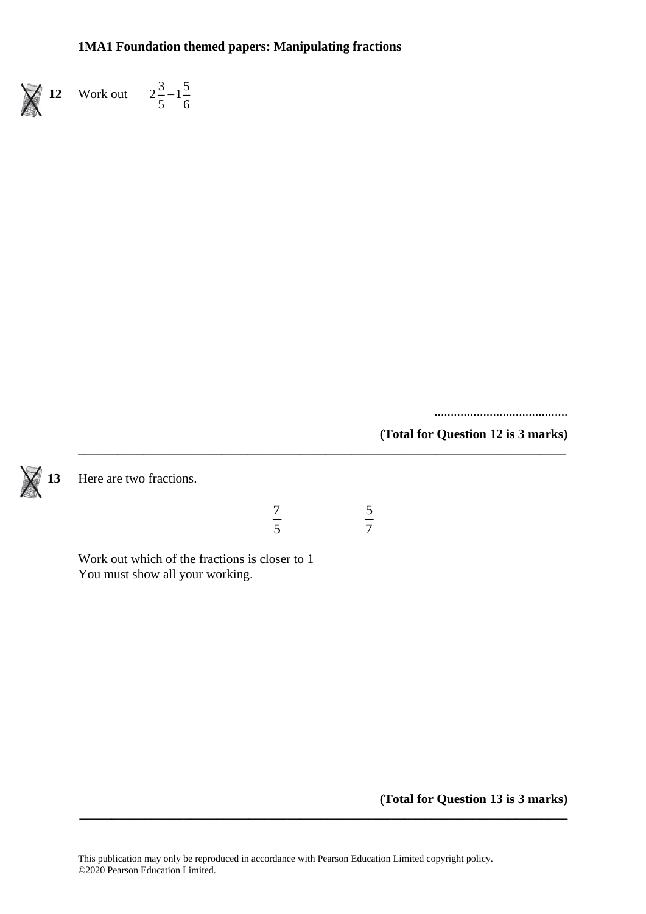**12** Work out $2\frac{3}{5} - 1\frac{5}{6}$

.......................................

**(Total for Question 12 is 3 marks)**

---

**13** Here are two fractions.

$$\frac{7}{5} \qquad\qquad \frac{5}{7}$$

Work out which of the fractions is closer to 1
You must show all your working.

**(Total for Question 13 is 3 marks)**

---

This publication may only be reproduced in accordance with Pearson Education Limited copyright policy.
©2020 Pearson Education Limited.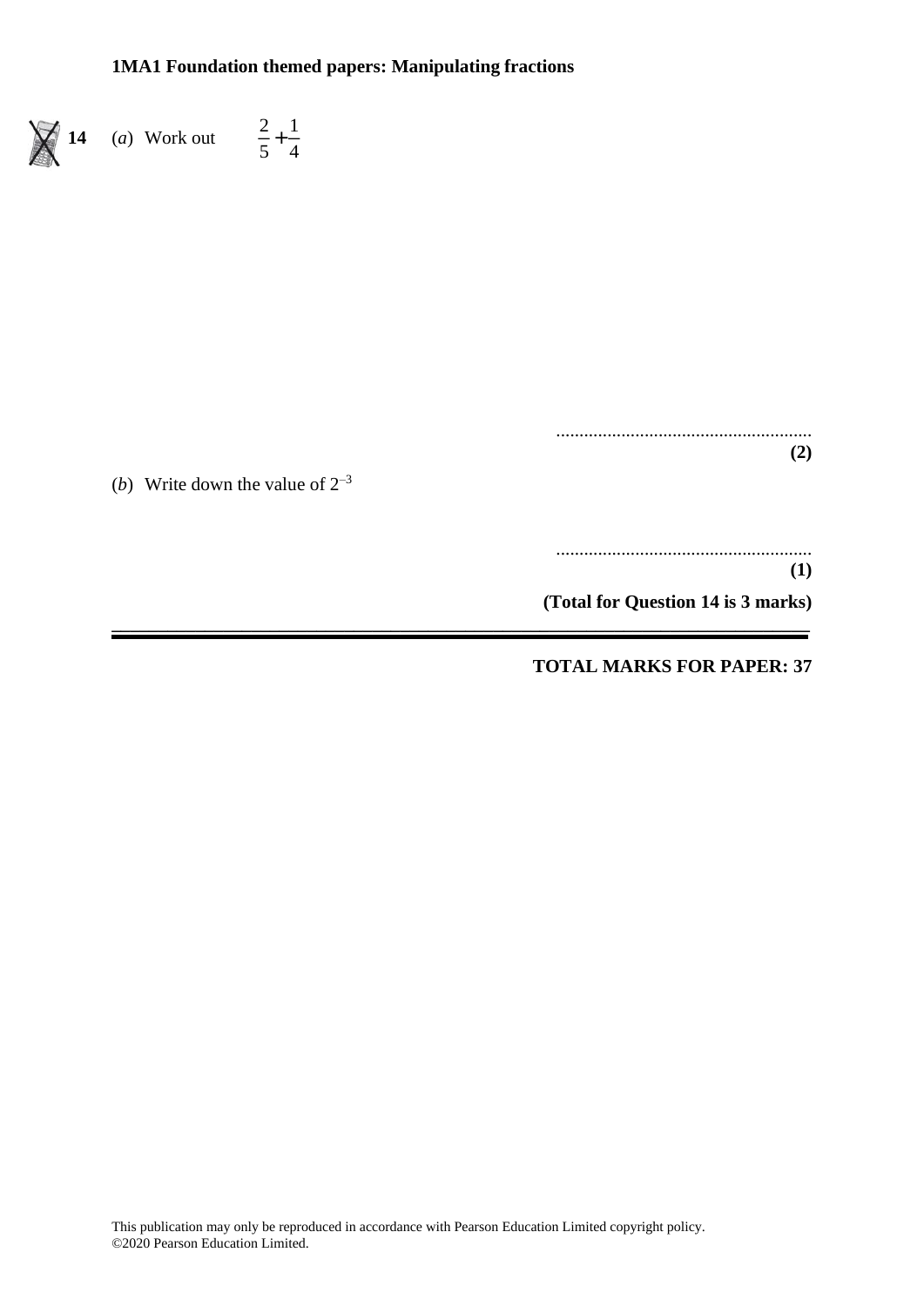**1MA1 Foundation themed papers: Manipulating fractions**

**14** (*a*) Work out $\frac{2}{5} + \frac{1}{4}$

.......................................................
**(2)**

(*b*) Write down the value of $2^{-3}$

.......................................................
**(1)**

**(Total for Question 14 is 3 marks)**

---

**TOTAL MARKS FOR PAPER: 37**

This publication may only be reproduced in accordance with Pearson Education Limited copyright policy.
©2020 Pearson Education Limited.